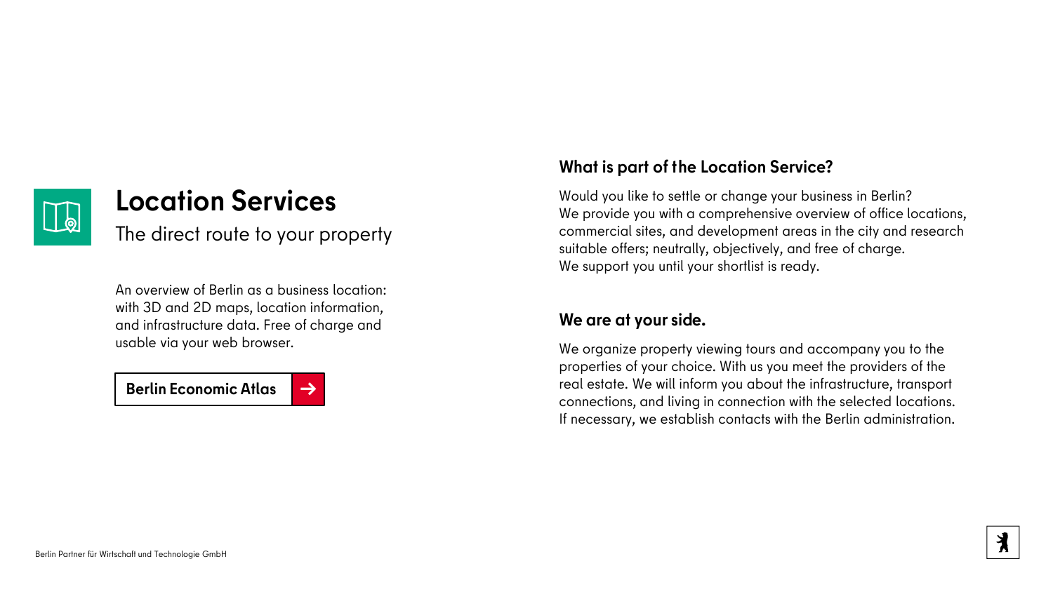# Location Services

The direct route to your property

An overview of Berlin as a business location: with 3D and 2D maps, location information, and infrastructure data. Free of charge and usable via your web browser.

**Berlin Economic Atlas** →

## What is part of the Location Service?

Would you like to settle or change your business in Berlin? We provide you with a comprehensive overview of office locations, commercial sites, and development areas in the city and research suitable offers; neutrally, objectively, and free of charge. We support you until your shortlist is ready.

## We are at your side.

We organize property viewing tours and accompany you to the properties of your choice. With us you meet the providers of the real estate. We will inform you about the infrastructure, transport connections, and living in connection with the selected locations. If necessary, we establish contacts with the Berlin administration.

Berlin Partner für Wirtschaft und Technologie GmbH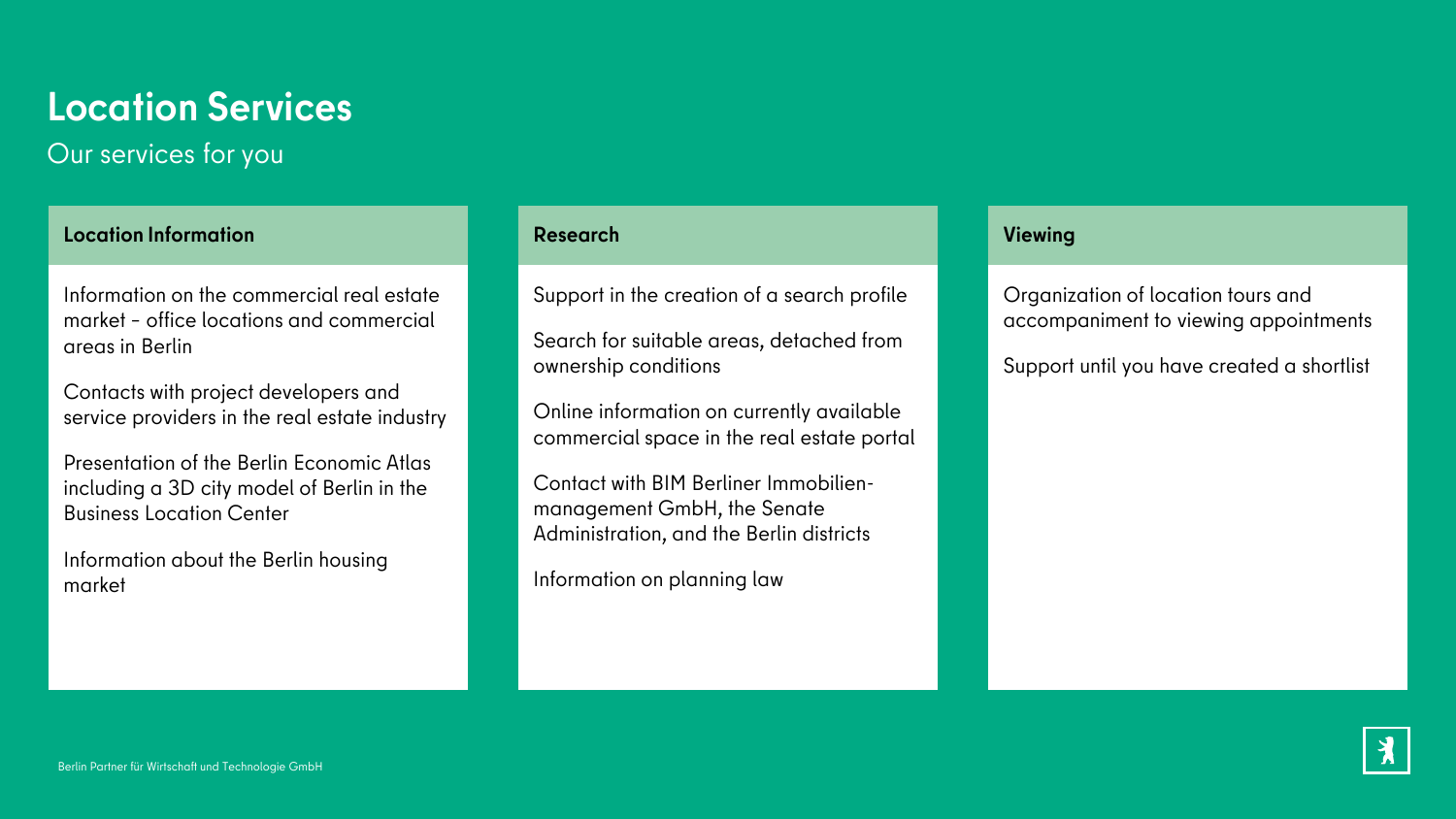# Location Services

Our services for you

### Location Information

Information on the commercial real estate market – office locations and commercial areas in Berlin

Contacts with project developers and service providers in the real estate industry

Presentation of the Berlin Economic Atlas including a 3D city model of Berlin in the Business Location Center

Information about the Berlin housing market

### Research

Support in the creation of a search profile

Search for suitable areas, detached from ownership conditions

Online information on currently available commercial space in the real estate portal

Contact with BIM Berliner Immobilien-management GmbH, the Senate Administration, and the Berlin districts

Information on planning law

### Viewing

Organization of location tours and accompaniment to viewing appointments

Support until you have created a shortlist